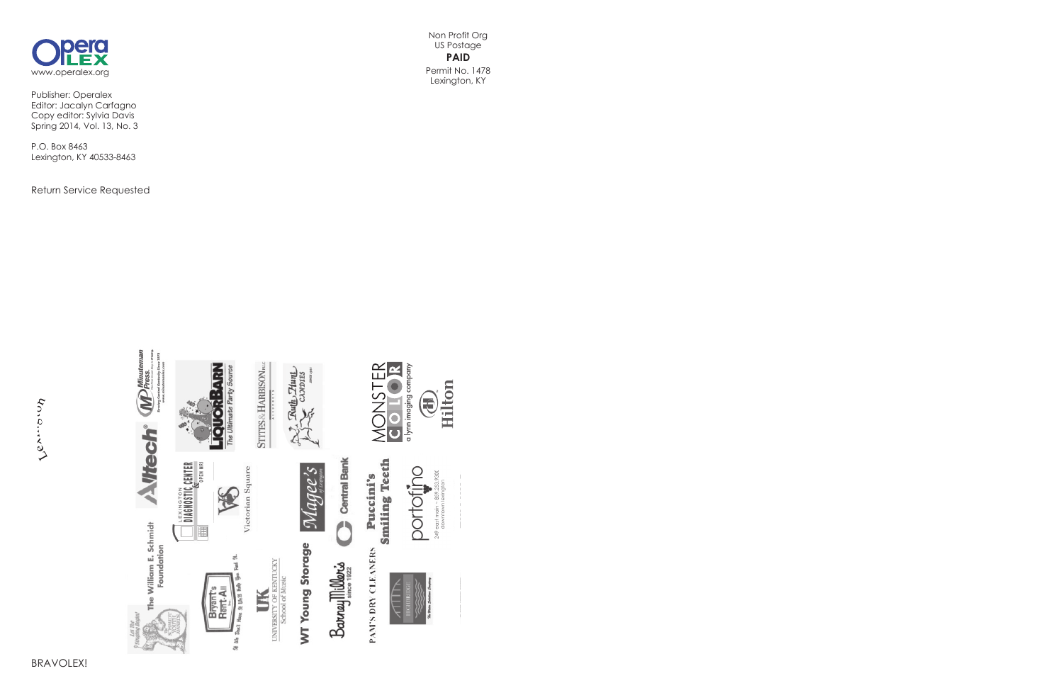Opera LEX
www.operalex.org

Publisher: Operalex
Editor: Jacalyn Carfagno
Copy editor: Sylvia Davis
Spring 2014, Vol. 13, No. 3

P.O. Box 8463
Lexington, KY 40533-8463

Return Service Requested

Non Profit Org
US Postage
**PAID**
Permit No. 1478
Lexington, KY

The William E. Schmidt Foundation

Alltech

Minuteman Press

Lexington Diagnostic Center Open MRI

Liquor Barn The Ultimate Party Source

Bryant's Rent-All

Victorian Square

Stites & Harbison PLLC

UK University of Kentucky School of Music

Magee's of Lexington

Ruth Hunt Candies

WT Young Storage

Barney Miller's since 1922

Central Bank

Pam's Dry Cleaners

Puccini's Smiling Teeth

Monster Color a lynn imaging company

portofino 249 east main · 859.253.9300 downtown lexington

Hilton

BRAVOLEX!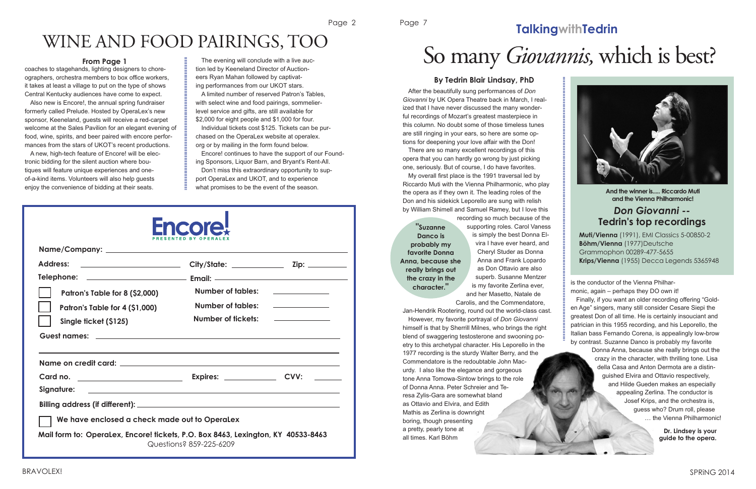# WINE AND FOOD PAIRINGS, TOO

**From Page 1**

coaches to stagehands, lighting designers to choreographers, orchestra members to box office workers, it takes at least a village to put on the type of shows Central Kentucky audiences have come to expect.

Also new is Encore!, the annual spring fundraiser formerly called Prelude. Hosted by OperaLex's new sponsor, Keeneland, guests will receive a red-carpet welcome at the Sales Pavilion for an elegant evening of food, wine, spirits, and beer paired with encore performances from the stars of UKOT's recent productions.

A new, high-tech feature of Encore! will be electronic bidding for the silent auction where boutiques will feature unique experiences and one-of-a-kind items. Volunteers will also help guests enjoy the convenience of bidding at their seats.

The evening will conclude with a live auction led by Keeneland Director of Auctioneers Ryan Mahan followed by captivating performances from our UKOT stars.

A limited number of reserved Patron's Tables, with select wine and food pairings, sommelier-level service and gifts, are still available for $2,000 for eight people and $1,000 for four.

Individual tickets cost $125. Tickets can be purchased on the OperaLex website at operalex.org or by mailing in the form found below.

Encore! continues to have the support of our Founding Sponsors, Liquor Barn, and Bryant's Rent-All.

Don't miss this extraordinary opportunity to support OperaLex and UKOT, and to experience what promises to be the event of the season.

---

**Encore!** PRESENTED BY OPERALEX

Name/Company: ______

Address: ______ City/State: ______ Zip: ______

Telephone: ______ Email: ______

☐ Patron's Table for 8 ($2,000) Number of tables: ______

☐ Patron's Table for 4 ($1,000) Number of tables: ______

☐ Single ticket ($125) Number of tickets: ______

Guest names: ______

Name on credit card: ______

Card no. ______ Expires: ______ CVV: ______

Signature: ______

Billing address (if different): ______

☐ We have enclosed a check made out to OperaLex

Mail form to: OperaLex, Encore! tickets, P.O. Box 8463, Lexington, KY 40533-8463
Questions? 859-225-6209

---

## TalkingwithTedrin

# So many *Giovannis,* which is best?

**By Tedrin Blair Lindsay, PhD**

After the beautifully sung performances of *Don Giovanni* by UK Opera Theatre back in March, I realized that I have never discussed the many wonderful recordings of Mozart's greatest masterpiece in this column. No doubt some of those timeless tunes are still ringing in your ears, so here are some options for deepening your love affair with the Don!

There are so many excellent recordings of this opera that you can hardly go wrong by just picking one, seriously. But of course, I do have favorites.

My overall first place is the 1991 traversal led by Riccardo Muti with the Vienna Philharmonic, who play the opera as if they own it. The leading roles of the Don and his sidekick Leporello are sung with relish by William Shimell and Samuel Ramey, but I love this recording so much because of the supporting roles. Carol Vaness is simply the best Donna Elvira I have ever heard, and Cheryl Studer as Donna Anna and Frank Lopardo as Don Ottavio are also superb. Susanne Mentzer is my favorite Zerlina ever, and her Masetto, Natale de Carolis, and the Commendatore, Jan-Hendrik Rootering, round out the world-class cast.

> "Suzanne Danco is probably my favorite Donna Anna, because she really brings out the crazy in the character."

However, my favorite portrayal of *Don Giovanni* himself is that by Sherrill Milnes, who brings the right blend of swaggering testosterone and swooning poetry to this archetypal character. His Leporello in the 1977 recording is the sturdy Walter Berry, and the Commendatore is the redoubtable John Macurdy. I also like the elegance and gorgeous tone Anna Tomowa-Sintow brings to the role of Donna Anna. Peter Schreier and Teresa Zylis-Gara are somewhat bland as Ottavio and Elvira, and Edith Mathis as Zerlina is downright boring, though presenting a pretty, pearly tone at all times. Karl Böhm is the conductor of the Vienna Philharmonic, again – perhaps they DO own it!

Finally, if you want an older recording offering "Golden Age" singers, many still consider Cesare Siepi the greatest Don of all time. He is certainly insouciant and patrician in this 1955 recording, and his Leporello, the Italian bass Fernando Corena, is appealingly low-brow by contrast. Suzanne Danco is probably my favorite Donna Anna, because she really brings out the crazy in the character, with thrilling tone. Lisa della Casa and Anton Dermota are a distinguished Elvira and Ottavio respectively, and Hilde Gueden makes an especially appealing Zerlina. The conductor is Josef Krips, and the orchestra is, guess who? Drum roll, please … the Vienna Philharmonic!

**Dr. Lindsey is your guide to the opera.**

**And the winner is..... Riccardo Muti and the Vienna Philharmonic!**

### *Don Giovanni* -- Tedrin's top recordings

**Muti/Vienna** (1991), EMI Classics 5-00850-2
**Böhm/Vienna** (1977)Deutsche Grammophon 00289-477-5655
**Krips/Vienna** (1955) Decca Legends 5365948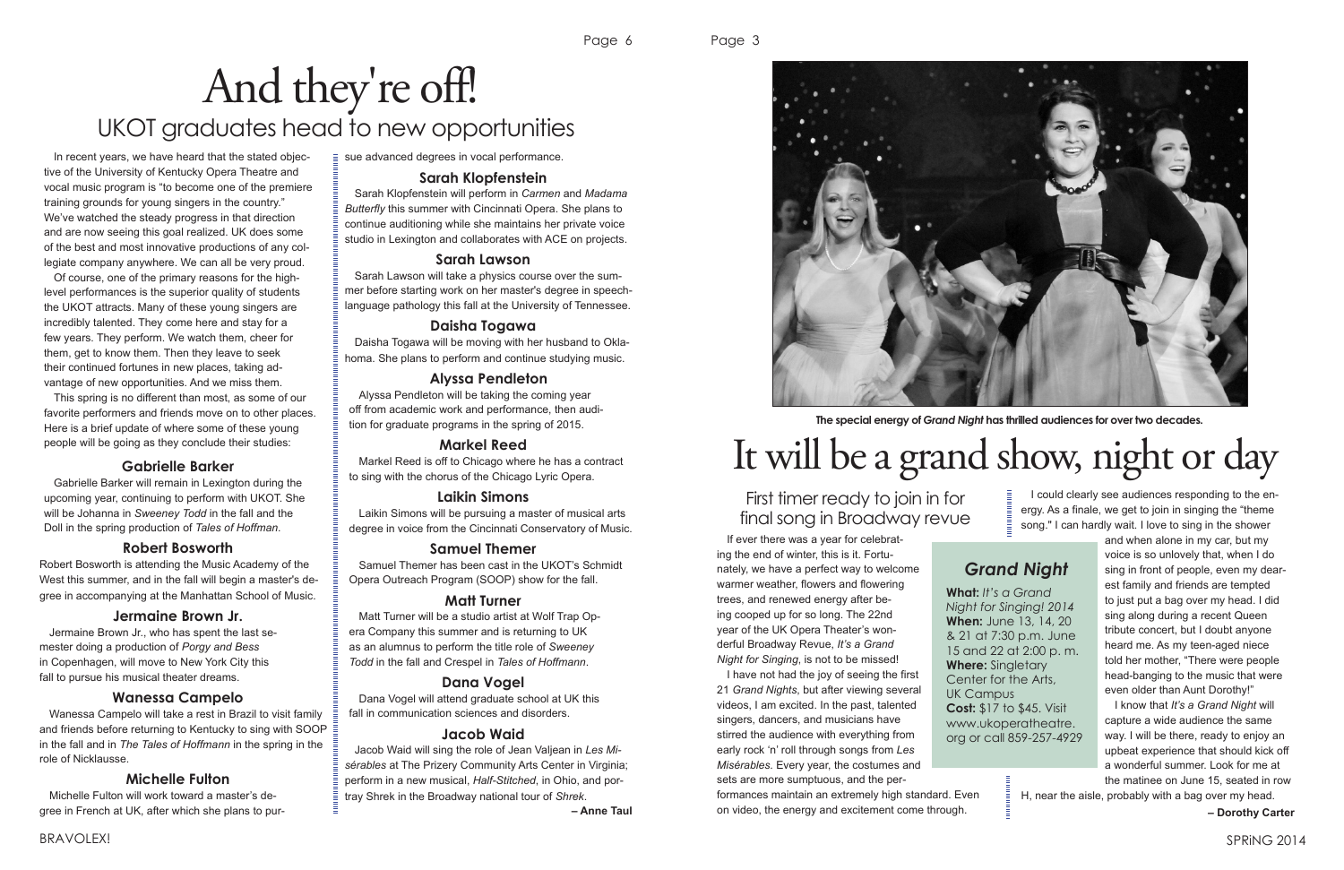# And they're off!

## UKOT graduates head to new opportunities

In recent years, we have heard that the stated objective of the University of Kentucky Opera Theatre and vocal music program is "to become one of the premiere training grounds for young singers in the country." We've watched the steady progress in that direction and are now seeing this goal realized. UK does some of the best and most innovative productions of any collegiate company anywhere. We can all be very proud.

Of course, one of the primary reasons for the high-level performances is the superior quality of students the UKOT attracts. Many of these young singers are incredibly talented. They come here and stay for a few years. They perform. We watch them, cheer for them, get to know them. Then they leave to seek their continued fortunes in new places, taking advantage of new opportunities. And we miss them.

This spring is no different than most, as some of our favorite performers and friends move on to other places. Here is a brief update of where some of these young people will be going as they conclude their studies:

### Gabrielle Barker

Gabrielle Barker will remain in Lexington during the upcoming year, continuing to perform with UKOT. She will be Johanna in *Sweeney Todd* in the fall and the Doll in the spring production of *Tales of Hoffman*.

### Robert Bosworth

Robert Bosworth is attending the Music Academy of the West this summer, and in the fall will begin a master's degree in accompanying at the Manhattan School of Music.

### Jermaine Brown Jr.

Jermaine Brown Jr., who has spent the last semester doing a production of *Porgy and Bess* in Copenhagen, will move to New York City this fall to pursue his musical theater dreams.

### Wanessa Campelo

Wanessa Campelo will take a rest in Brazil to visit family and friends before returning to Kentucky to sing with SOOP in the fall and in *The Tales of Hoffmann* in the spring in the role of Nicklausse.

### Michelle Fulton

Michelle Fulton will work toward a master's degree in French at UK, after which she plans to pursue advanced degrees in vocal performance.

### Sarah Klopfenstein

Sarah Klopfenstein will perform in *Carmen* and *Madama Butterfly* this summer with Cincinnati Opera. She plans to continue auditioning while she maintains her private voice studio in Lexington and collaborates with ACE on projects.

### Sarah Lawson

Sarah Lawson will take a physics course over the summer before starting work on her master's degree in speech-language pathology this fall at the University of Tennessee.

### Daisha Togawa

Daisha Togawa will be moving with her husband to Oklahoma. She plans to perform and continue studying music.

### Alyssa Pendleton

Alyssa Pendleton will be taking the coming year off from academic work and performance, then audition for graduate programs in the spring of 2015.

### Markel Reed

Markel Reed is off to Chicago where he has a contract to sing with the chorus of the Chicago Lyric Opera.

### Laikin Simons

Laikin Simons will be pursuing a master of musical arts degree in voice from the Cincinnati Conservatory of Music.

### Samuel Themer

Samuel Themer has been cast in the UKOT's Schmidt Opera Outreach Program (SOOP) show for the fall.

### Matt Turner

Matt Turner will be a studio artist at Wolf Trap Opera Company this summer and is returning to UK as an alumnus to perform the title role of *Sweeney Todd* in the fall and Crespel in *Tales of Hoffmann*.

### Dana Vogel

Dana Vogel will attend graduate school at UK this fall in communication sciences and disorders.

### Jacob Waid

Jacob Waid will sing the role of Jean Valjean in *Les Misérables* at The Prizery Community Arts Center in Virginia; perform in a new musical, *Half-Stitched*, in Ohio, and portray Shrek in the Broadway national tour of *Shrek*.

**– Anne Taul**

The special energy of *Grand Night* has thrilled audiences for over two decades.

# It will be a grand show, night or day

## First timer ready to join in for final song in Broadway revue

If ever there was a year for celebrating the end of winter, this is it. Fortunately, we have a perfect way to welcome warmer weather, flowers and flowering trees, and renewed energy after being cooped up for so long. The 22nd year of the UK Opera Theater's wonderful Broadway Revue, *It's a Grand Night for Singing*, is not to be missed!

I have not had the joy of seeing the first 21 *Grand Nights*, but after viewing several videos, I am excited. In the past, talented singers, dancers, and musicians have stirred the audience with everything from early rock 'n' roll through songs from *Les Misérables*. Every year, the costumes and sets are more sumptuous, and the performances maintain an extremely high standard. Even on video, the energy and excitement come through.

I could clearly see audiences responding to the energy. As a finale, we get to join in singing the "theme song." I can hardly wait. I love to sing in the shower and when alone in my car, but my voice is so unlovely that, when I do sing in front of people, even my dearest family and friends are tempted to just put a bag over my head. I did sing along during a recent Queen tribute concert, but I doubt anyone heard me. As my teen-aged niece told her mother, "There were people head-banging to the music that were even older than Aunt Dorothy!"

I know that *It's a Grand Night* will capture a wide audience the same way. I will be there, ready to enjoy an upbeat experience that should kick off a wonderful summer. Look for me at the matinee on June 15, seated in row H, near the aisle, probably with a bag over my head.

**– Dorothy Carter**

### *Grand Night*

**What:** *It's a Grand Night for Singing! 2014*
**When:** June 13, 14, 20 & 21 at 7:30 p.m. June 15 and 22 at 2:00 p. m.
**Where:** Singletary Center for the Arts, UK Campus
**Cost:** $17 to $45. Visit www.ukoperatheatre.org or call 859-257-4929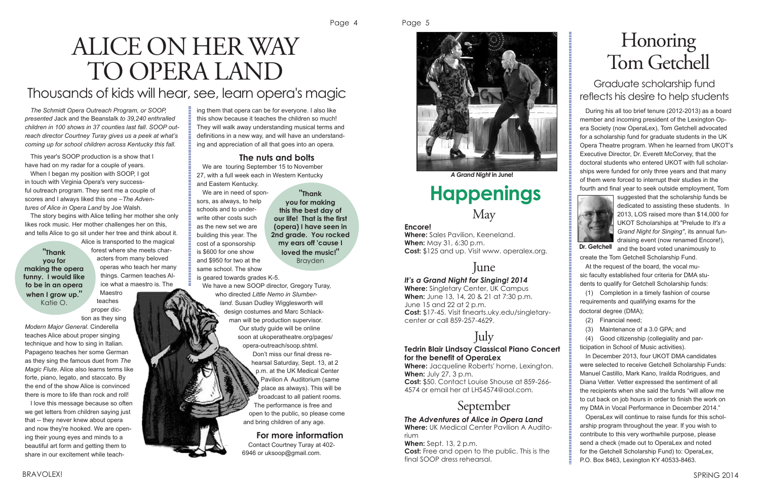# ALICE ON HER WAY TO OPERA LAND

## Thousands of kids will hear, see, learn opera's magic

*The Schmidt Opera Outreach Program, or SOOP, presented* Jack and the Beanstalk *to 39,240 enthralled children in 100 shows in 37 counties last fall. SOOP outreach director Courtney Turay gives us a peek at what's coming up for school children across Kentucky this fall.*

This year's SOOP production is a show that I have had on my radar for a couple of years.

When I began my position with SOOP, I got in touch with Virginia Opera's very successful outreach program. They sent me a couple of scores and I always liked this one – *The Adventures of Alice in Opera Land* by Joe Walsh.

The story begins with Alice telling her mother she only likes rock music. Her mother challenges her on this, and tells Alice to go sit under her tree and think about it.

> **"Thank you for making the opera funny. I would like to be in an opera when I grow up."**
> Katie O.

Alice is transported to the magical forest where she meets characters from many beloved operas who teach her many things. Carmen teaches Alice what a maestro is. The Maestro teaches proper diction as they sing *Modern Major General*. Cinderella teaches Alice about proper singing technique and how to sing in Italian. Papageno teaches her some German as they sing the famous duet from *The Magic Flute*. Alice also learns terms like forte, piano, legato, and staccato. By the end of the show Alice is convinced there is more to life than rock and roll!

I love this message because so often we get letters from children saying just that -- they never knew about opera and now they're hooked. We are opening their young eyes and minds to a beautiful art form and getting them to share in our excitement while teaching them that opera can be for everyone. I also like this show because it teaches the children so much! They will walk away understanding musical terms and definitions in a new way, and will have an understanding and appreciation of all that goes into an opera.

### The nuts and bolts

We are touring September 15 to November 27, with a full week each in Western Kentucky and Eastern Kentucky.

We are in need of sponsors, as always, to help schools and to underwrite other costs such as the new set we are building this year. The cost of a sponsorship is $600 for one show and $950 for two at the same school. The show is geared towards grades K-5.

> **"Thank you for making this the best day of our life! That is the first (opera) I have seen in 2nd grade. You rocked my ears off 'cause I loved the music!"**
> Brayden

We have a new SOOP director, Gregory Turay, who directed *Little Nemo in Slumberland*. Susan Dudley Wigglesworth will design costumes and Marc Schlackman will be production supervisor.

Our study guide will be online soon at ukoperatheatre.org/pages/opera-outreach/soop.shtml.

Don't miss our final dress rehearsal Saturday, Sept. 13, at 2 p.m. at the UK Medical Center Pavilion A Auditorium (same place as always). This will be broadcast to all patient rooms. The performance is free and open to the public, so please come and bring children of any age.

### For more information

Contact Courtney Turay at 402-6946 or uksoop@gmail.com.

***A Grand Night* in June!**

# Happenings

## May

**Encore!**
**Where:** Sales Pavilion, Keeneland.
**When:** May 31, 6:30 p.m.
**Cost:** $125 and up. Visit www. operalex.org.

## June

***It's a Grand Night for Singing! 2014***
**Where:** Singletary Center, UK Campus
**When:** June 13, 14, 20 & 21 at 7:30 p.m. June 15 and 22 at 2 p.m.
**Cost:** $17-45. Visit finearts.uky.edu/singletary-center or call 859-257-4629.

## July

**Tedrin Blair Lindsay Classical Piano Concert for the benefit of OperaLex**
**Where:** Jacqueline Roberts' home, Lexington.
**When:** July 27, 3 p.m.
**Cost:** $50. Contact Louise Shouse at 859-266-4574 or email her at LHS4574@aol.com.

## September

***The Adventures of Alice in Opera Land***
**Where:** UK Medical Center Pavilion A Auditorium
**When:** Sept. 13, 2 p.m.
**Cost:** Free and open to the public. This is the final SOOP dress rehearsal.

# Honoring Tom Getchell

## Graduate scholarship fund reflects his desire to help students

During his all too brief tenure (2012-2013) as a board member and incoming president of the Lexington Opera Society (now OperaLex), Tom Getchell advocated for a scholarship fund for graduate students in the UK Opera Theatre program. When he learned from UKOT's Executive Director, Dr. Everett McCorvey, that the doctoral students who entered UKOT with full scholarships were funded for only three years and that many of them were forced to interrupt their studies in the fourth and final year to seek outside employment, Tom suggested that the scholarship funds be dedicated to assisting these students. In 2013, LOS raised more than $14,000 for UKOT Scholarships at "Prelude to *It's a Grand Night for Singing*", its annual fundraising event (now renamed Encore!), and the board voted unanimously to create the Tom Getchell Scholarship Fund.

**Dr. Getchell**

At the request of the board, the vocal music faculty established four criteria for DMA students to qualify for Getchell Scholarship funds:

(1) Completion in a timely fashion of course requirements and qualifying exams for the doctoral degree (DMA);

(2) Financial need;

(3) Maintenance of a 3.0 GPA; and

(4) Good citizenship (collegiality and participation in School of Music activities).

In December 2013, four UKOT DMA candidates were selected to receive Getchell Scholarship Funds: Manuel Castillo, Mark Kano, Irailda Rodrigues, and Diana Vetter. Vetter expressed the sentiment of all the recipients when she said the funds "will allow me to cut back on job hours in order to finish the work on my DMA in Vocal Performance in December 2014."

OperaLex will continue to raise funds for this scholarship program throughout the year. If you wish to contribute to this very worthwhile purpose, please send a check (made out to OperaLex and noted for the Getchell Scholarship Fund) to: OperaLex, P.O. Box 8463, Lexington KY 40533-8463.